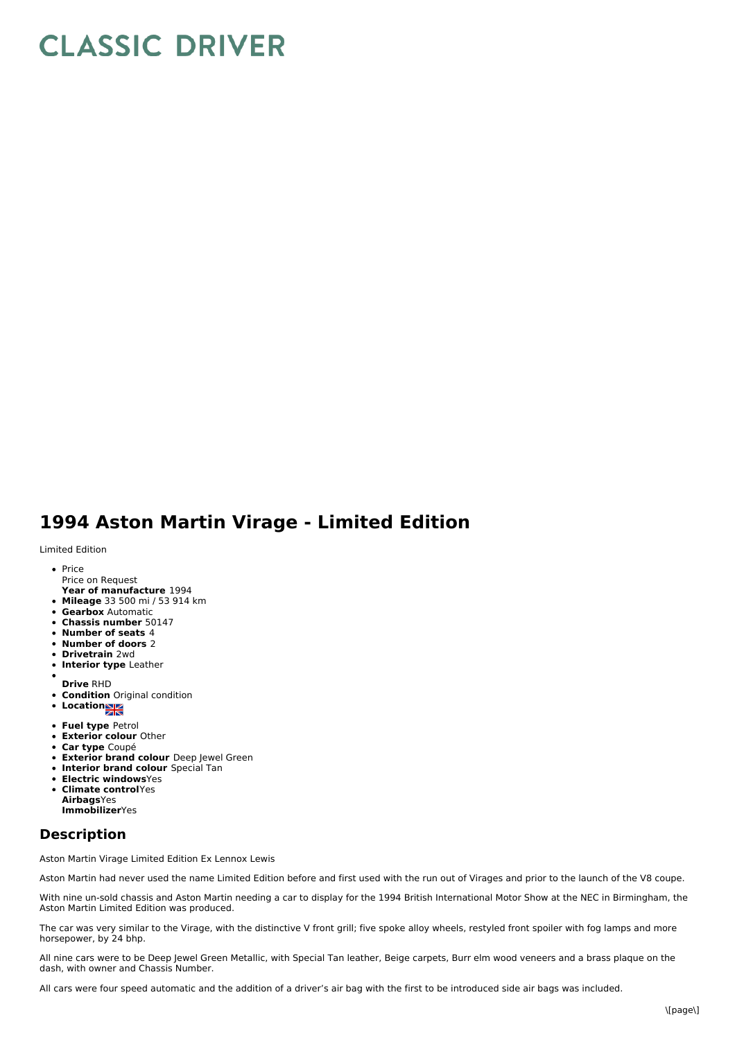# CLASSIC DRIVER

## 1994 Aston Martin Virage - Limited Edition

Limited Edition

- Price
  Price on Request
  **Year of manufacture** 1994
- **Mileage** 33 500 mi / 53 914 km
- **Gearbox** Automatic
- **Chassis number** 50147
- **Number of seats** 4
- **Number of doors** 2
- **Drivetrain** 2wd
- **Interior type** Leather
- **Drive** RHD
- **Condition** Original condition
- **Location**
- **Fuel type** Petrol
- **Exterior colour** Other
- **Car type** Coupé
- **Exterior brand colour** Deep Jewel Green
- **Interior brand colour** Special Tan
- **Electric windows** Yes
- **Climate control** Yes
  **Airbags** Yes
  **Immobilizer** Yes

## Description

Aston Martin Virage Limited Edition Ex Lennox Lewis

Aston Martin had never used the name Limited Edition before and first used with the run out of Virages and prior to the launch of the V8 coupe.

With nine un-sold chassis and Aston Martin needing a car to display for the 1994 British International Motor Show at the NEC in Birmingham, the Aston Martin Limited Edition was produced.

The car was very similar to the Virage, with the distinctive V front grill; five spoke alloy wheels, restyled front spoiler with fog lamps and more horsepower, by 24 bhp.

All nine cars were to be Deep Jewel Green Metallic, with Special Tan leather, Beige carpets, Burr elm wood veneers and a brass plaque on the dash, with owner and Chassis Number.

All cars were four speed automatic and the addition of a driver's air bag with the first to be introduced side air bags was included.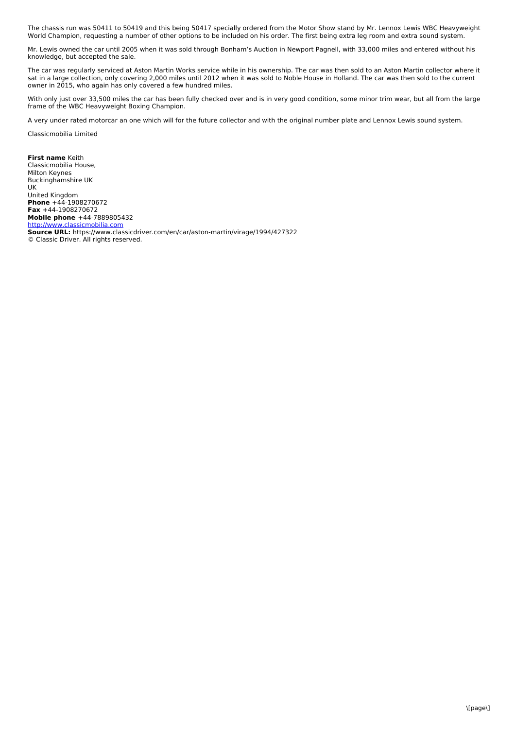The chassis run was 50411 to 50419 and this being 50417 specially ordered from the Motor Show stand by Mr. Lennox Lewis WBC Heavyweight World Champion, requesting a number of other options to be included on his order. The first being extra leg room and extra sound system.

Mr. Lewis owned the car until 2005 when it was sold through Bonham's Auction in Newport Pagnell, with 33,000 miles and entered without his knowledge, but accepted the sale.

The car was regularly serviced at Aston Martin Works service while in his ownership. The car was then sold to an Aston Martin collector where it sat in a large collection, only covering 2,000 miles until 2012 when it was sold to Noble House in Holland. The car was then sold to the current owner in 2015, who again has only covered a few hundred miles.

With only just over 33,500 miles the car has been fully checked over and is in very good condition, some minor trim wear, but all from the large frame of the WBC Heavyweight Boxing Champion.

A very under rated motorcar an one which will for the future collector and with the original number plate and Lennox Lewis sound system.

Classicmobilia Limited

**First name** Keith
Classicmobilia House,
Milton Keynes
Buckinghamshire UK
UK
United Kingdom
**Phone** +44-1908270672
**Fax** +44-1908270672
**Mobile phone** +44-7889805432
http://www.classicmobilia.com
**Source URL:** https://www.classicdriver.com/en/car/aston-martin/virage/1994/427322
© Classic Driver. All rights reserved.